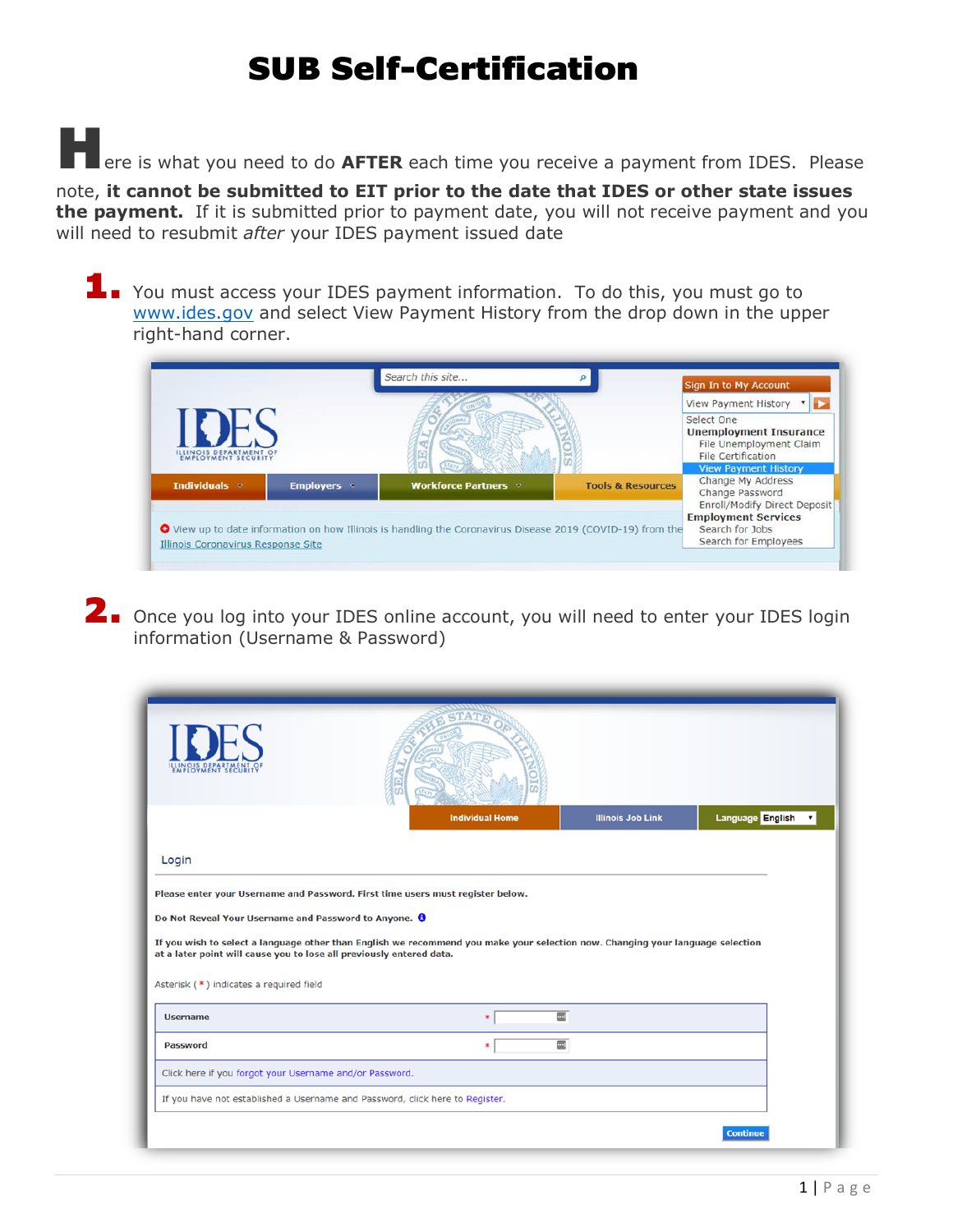# SUB Self-Certification

Here is what you need to do **AFTER** each time you receive a payment from IDES. Please note, **it cannot be submitted to EIT prior to the date that IDES or other state issues the payment.** If it is submitted prior to payment date, you will not receive payment and you will need to resubmit *after* your IDES payment issued date

1. You must access your IDES payment information. To do this, you must go to www.ides.gov and select View Payment History from the drop down in the upper right-hand corner.

2. Once you log into your IDES online account, you will need to enter your IDES login information (Username & Password)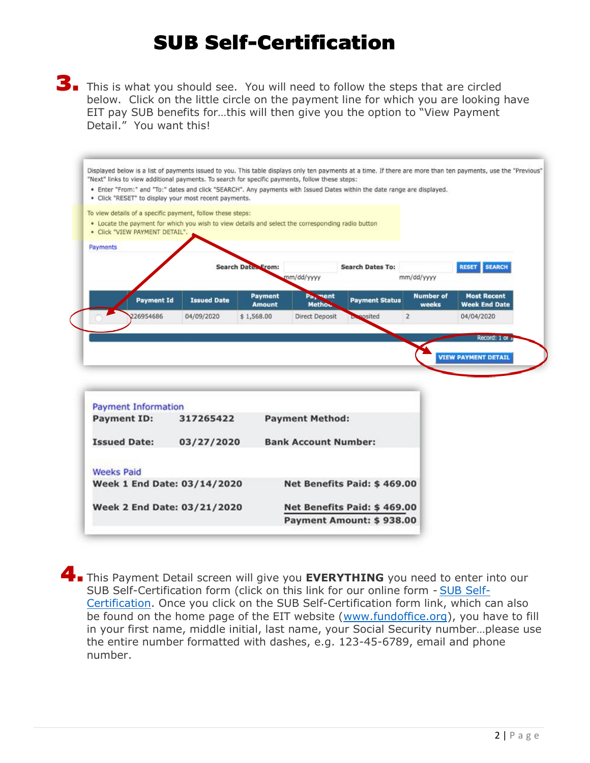# SUB Self-Certification

**3.** This is what you should see. You will need to follow the steps that are circled below. Click on the little circle on the payment line for which you are looking have EIT pay SUB benefits for…this will then give you the option to "View Payment Detail." You want this!

Displayed below is a list of payments issued to you. This table displays only ten payments at a time. If there are more than ten payments, use the "Previous" "Next" links to view additional payments. To search for specific payments, follow these steps:

- Enter "From:" and "To:" dates and click "SEARCH". Any payments with Issued Dates within the date range are displayed.
- Click "RESET" to display your most recent payments.

To view details of a specific payment, follow these steps:

- Locate the payment for which you wish to view details and select the corresponding radio button
- Click "VIEW PAYMENT DETAIL".

Payments

Search Dates From: mm/dd/yyyy  Search Dates To: mm/dd/yyyy  RESET  SEARCH

| | Payment Id | Issued Date | Payment Amount | Payment Method | Payment Status | Number of weeks | Most Recent Week End Date |
|---|---|---|---|---|---|---|---|
| ○ | 226954686 | 04/09/2020 | $ 1,568.00 | Direct Deposit | Deposited | 2 | 04/04/2020 |

Record: 1 of 1

VIEW PAYMENT DETAIL

Payment Information

| | | | |
|---|---|---|---|
| **Payment ID:** | **317265422** | **Payment Method:** | |
| **Issued Date:** | **03/27/2020** | **Bank Account Number:** | |

Weeks Paid

| | |
|---|---|
| **Week 1 End Date: 03/14/2020** | **Net Benefits Paid: $ 469.00** |
| **Week 2 End Date: 03/21/2020** | **Net Benefits Paid: $ 469.00** |
| | **Payment Amount: $ 938.00** |

**4.** This Payment Detail screen will give you **EVERYTHING** you need to enter into our SUB Self-Certification form (click on this link for our online form - SUB Self-Certification). Once you click on the SUB Self-Certification form link, which can also be found on the home page of the EIT website (www.fundoffice.org), you have to fill in your first name, middle initial, last name, your Social Security number…please use the entire number formatted with dashes, e.g. 123-45-6789, email and phone number.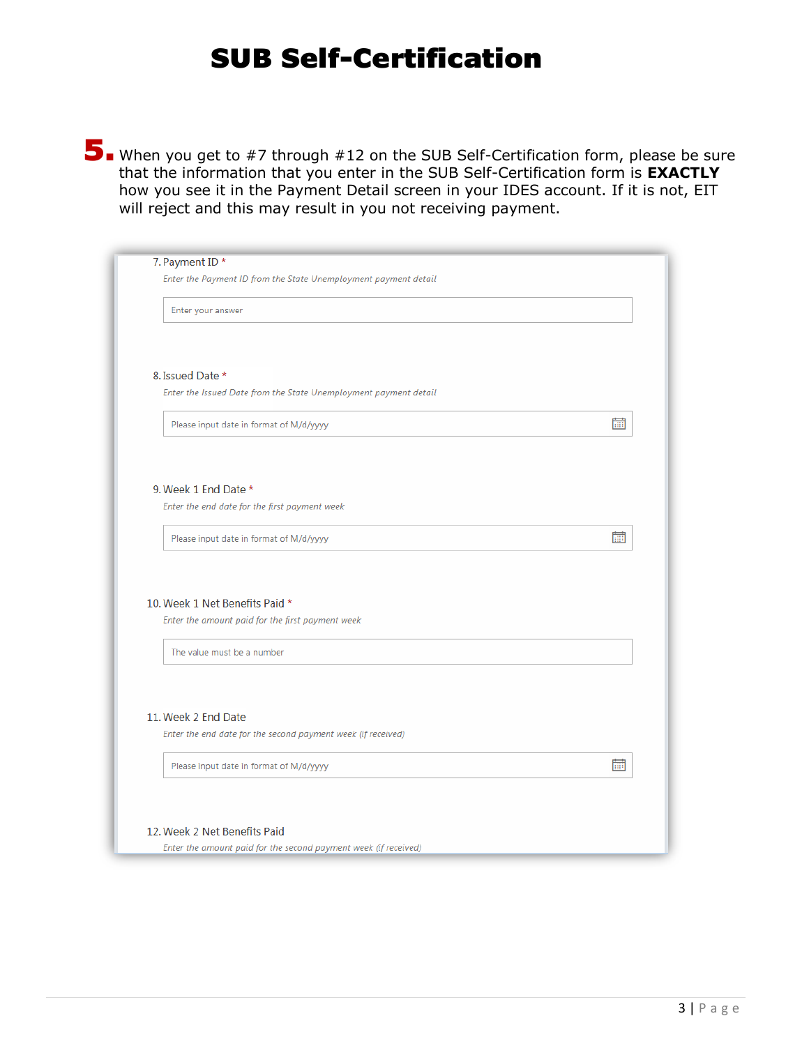# SUB Self-Certification

**5.** When you get to #7 through #12 on the SUB Self-Certification form, please be sure that the information that you enter in the SUB Self-Certification form is **EXACTLY** how you see it in the Payment Detail screen in your IDES account. If it is not, EIT will reject and this may result in you not receiving payment.

7. Payment ID *

*Enter the Payment ID from the State Unemployment payment detail*

Enter your answer

8. Issued Date *

*Enter the Issued Date from the State Unemployment payment detail*

Please input date in format of M/d/yyyy

9. Week 1 End Date *

*Enter the end date for the first payment week*

Please input date in format of M/d/yyyy

10. Week 1 Net Benefits Paid *

*Enter the amount paid for the first payment week*

The value must be a number

11. Week 2 End Date

*Enter the end date for the second payment week (if received)*

Please input date in format of M/d/yyyy

12. Week 2 Net Benefits Paid

*Enter the amount paid for the second payment week (if received)*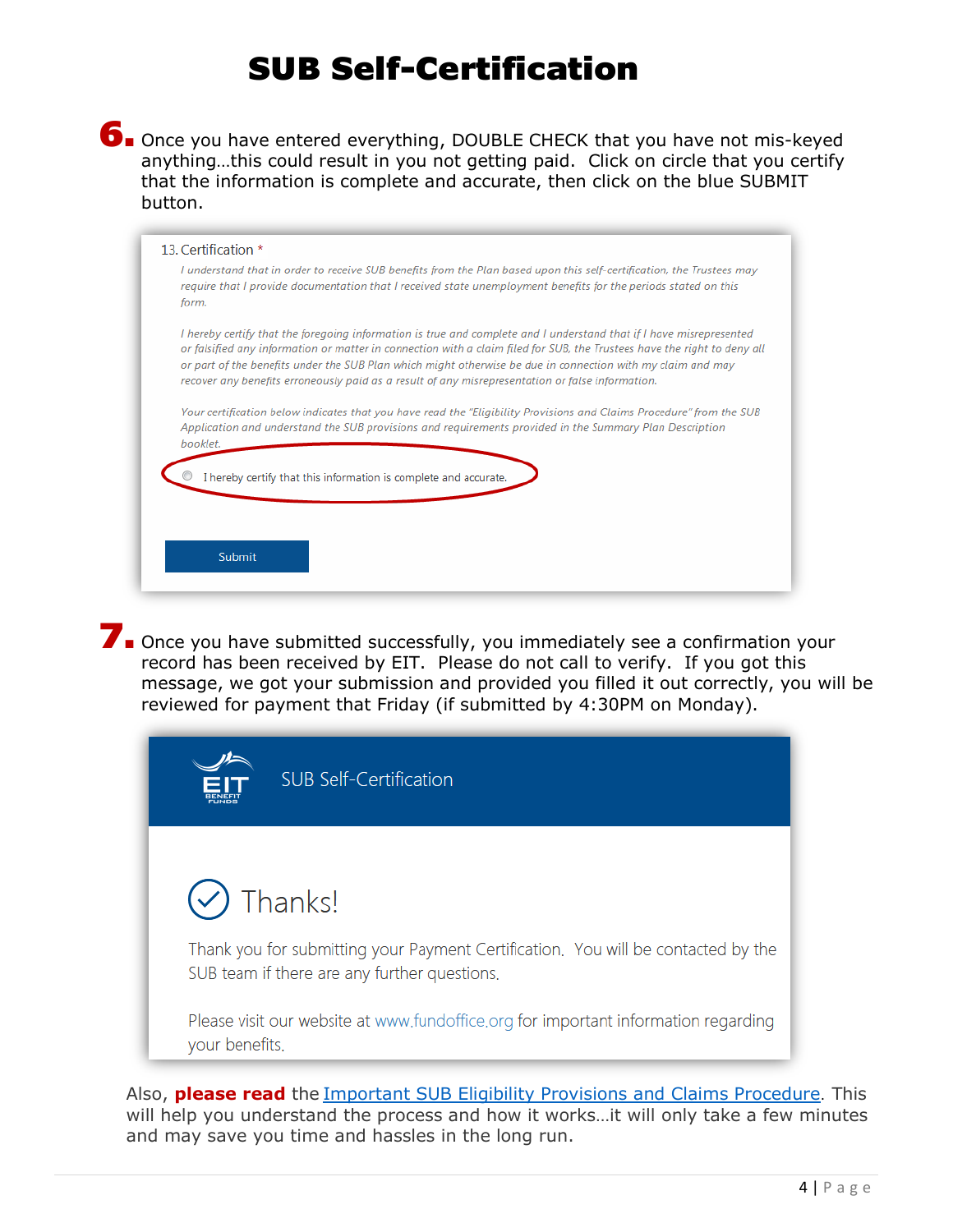# SUB Self-Certification

**6.** Once you have entered everything, DOUBLE CHECK that you have not mis-keyed anything…this could result in you not getting paid. Click on circle that you certify that the information is complete and accurate, then click on the blue SUBMIT button.

13. Certification *

*I understand that in order to receive SUB benefits from the Plan based upon this self-certification, the Trustees may require that I provide documentation that I received state unemployment benefits for the periods stated on this form.*

*I hereby certify that the foregoing information is true and complete and I understand that if I have misrepresented or falsified any information or matter in connection with a claim filed for SUB, the Trustees have the right to deny all or part of the benefits under the SUB Plan which might otherwise be due in connection with my claim and may recover any benefits erroneously paid as a result of any misrepresentation or false information.*

*Your certification below indicates that you have read the "Eligibility Provisions and Claims Procedure" from the SUB Application and understand the SUB provisions and requirements provided in the Summary Plan Description booklet.*

I hereby certify that this information is complete and accurate.

Submit

**7.** Once you have submitted successfully, you immediately see a confirmation your record has been received by EIT. Please do not call to verify. If you got this message, we got your submission and provided you filled it out correctly, you will be reviewed for payment that Friday (if submitted by 4:30PM on Monday).

EIT BENEFIT FUNDS

SUB Self-Certification

Thanks!

Thank you for submitting your Payment Certification. You will be contacted by the SUB team if there are any further questions.

Please visit our website at www.fundoffice.org for important information regarding your benefits.

Also, **please read** the [Important SUB Eligibility Provisions and Claims Procedure](). This will help you understand the process and how it works…it will only take a few minutes and may save you time and hassles in the long run.